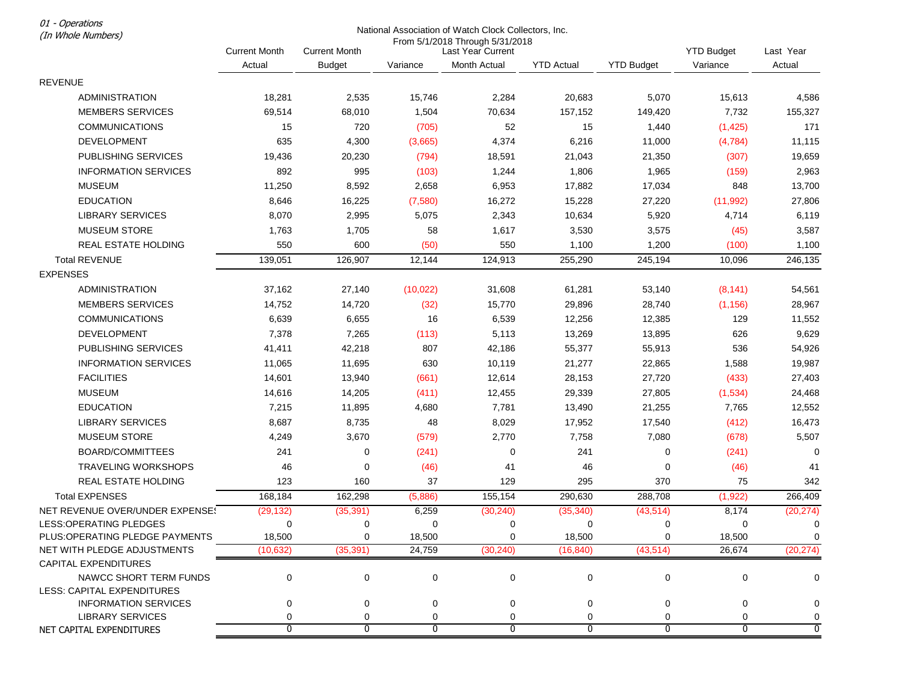*01 - Operations*
*(In Whole Numbers)*

National Association of Watch Clock Collectors, Inc.
From 5/1/2018 Through 5/31/2018

| | Current Month Actual | Current Month Budget | Variance | Last Year Current Month Actual | YTD Actual | YTD Budget | YTD Budget Variance | Last Year Actual |
|---|---|---|---|---|---|---|---|---|
| REVENUE | | | | | | | | |
| ADMINISTRATION | 18,281 | 2,535 | 15,746 | 2,284 | 20,683 | 5,070 | 15,613 | 4,586 |
| MEMBERS SERVICES | 69,514 | 68,010 | 1,504 | 70,634 | 157,152 | 149,420 | 7,732 | 155,327 |
| COMMUNICATIONS | 15 | 720 | (705) | 52 | 15 | 1,440 | (1,425) | 171 |
| DEVELOPMENT | 635 | 4,300 | (3,665) | 4,374 | 6,216 | 11,000 | (4,784) | 11,115 |
| PUBLISHING SERVICES | 19,436 | 20,230 | (794) | 18,591 | 21,043 | 21,350 | (307) | 19,659 |
| INFORMATION SERVICES | 892 | 995 | (103) | 1,244 | 1,806 | 1,965 | (159) | 2,963 |
| MUSEUM | 11,250 | 8,592 | 2,658 | 6,953 | 17,882 | 17,034 | 848 | 13,700 |
| EDUCATION | 8,646 | 16,225 | (7,580) | 16,272 | 15,228 | 27,220 | (11,992) | 27,806 |
| LIBRARY SERVICES | 8,070 | 2,995 | 5,075 | 2,343 | 10,634 | 5,920 | 4,714 | 6,119 |
| MUSEUM STORE | 1,763 | 1,705 | 58 | 1,617 | 3,530 | 3,575 | (45) | 3,587 |
| REAL ESTATE HOLDING | 550 | 600 | (50) | 550 | 1,100 | 1,200 | (100) | 1,100 |
| Total REVENUE | 139,051 | 126,907 | 12,144 | 124,913 | 255,290 | 245,194 | 10,096 | 246,135 |
| EXPENSES | | | | | | | | |
| ADMINISTRATION | 37,162 | 27,140 | (10,022) | 31,608 | 61,281 | 53,140 | (8,141) | 54,561 |
| MEMBERS SERVICES | 14,752 | 14,720 | (32) | 15,770 | 29,896 | 28,740 | (1,156) | 28,967 |
| COMMUNICATIONS | 6,639 | 6,655 | 16 | 6,539 | 12,256 | 12,385 | 129 | 11,552 |
| DEVELOPMENT | 7,378 | 7,265 | (113) | 5,113 | 13,269 | 13,895 | 626 | 9,629 |
| PUBLISHING SERVICES | 41,411 | 42,218 | 807 | 42,186 | 55,377 | 55,913 | 536 | 54,926 |
| INFORMATION SERVICES | 11,065 | 11,695 | 630 | 10,119 | 21,277 | 22,865 | 1,588 | 19,987 |
| FACILITIES | 14,601 | 13,940 | (661) | 12,614 | 28,153 | 27,720 | (433) | 27,403 |
| MUSEUM | 14,616 | 14,205 | (411) | 12,455 | 29,339 | 27,805 | (1,534) | 24,468 |
| EDUCATION | 7,215 | 11,895 | 4,680 | 7,781 | 13,490 | 21,255 | 7,765 | 12,552 |
| LIBRARY SERVICES | 8,687 | 8,735 | 48 | 8,029 | 17,952 | 17,540 | (412) | 16,473 |
| MUSEUM STORE | 4,249 | 3,670 | (579) | 2,770 | 7,758 | 7,080 | (678) | 5,507 |
| BOARD/COMMITTEES | 241 | 0 | (241) | 0 | 241 | 0 | (241) | 0 |
| TRAVELING WORKSHOPS | 46 | 0 | (46) | 41 | 46 | 0 | (46) | 41 |
| REAL ESTATE HOLDING | 123 | 160 | 37 | 129 | 295 | 370 | 75 | 342 |
| Total EXPENSES | 168,184 | 162,298 | (5,886) | 155,154 | 290,630 | 288,708 | (1,922) | 266,409 |
| NET REVENUE OVER/UNDER EXPENSES | (29,132) | (35,391) | 6,259 | (30,240) | (35,340) | (43,514) | 8,174 | (20,274) |
| LESS:OPERATING PLEDGES | 0 | 0 | 0 | 0 | 0 | 0 | 0 | 0 |
| PLUS:OPERATING PLEDGE PAYMENTS | 18,500 | 0 | 18,500 | 0 | 18,500 | 0 | 18,500 | 0 |
| NET WITH PLEDGE ADJUSTMENTS | (10,632) | (35,391) | 24,759 | (30,240) | (16,840) | (43,514) | 26,674 | (20,274) |
| CAPITAL EXPENDITURES | | | | | | | | |
| NAWCC SHORT TERM FUNDS | 0 | 0 | 0 | 0 | 0 | 0 | 0 | 0 |
| LESS: CAPITAL EXPENDITURES | | | | | | | | |
| INFORMATION SERVICES | 0 | 0 | 0 | 0 | 0 | 0 | 0 | 0 |
| LIBRARY SERVICES | 0 | 0 | 0 | 0 | 0 | 0 | 0 | 0 |
| NET CAPITAL EXPENDITURES | 0 | 0 | 0 | 0 | 0 | 0 | 0 | 0 |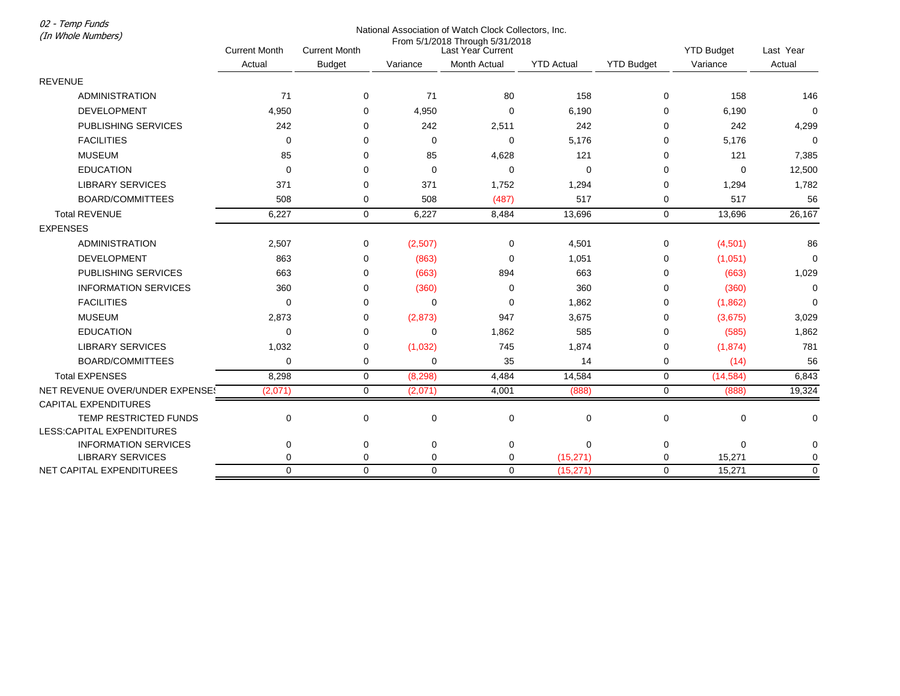*02 - Temp Funds*
*(In Whole Numbers)*

National Association of Watch Clock Collectors, Inc.
From 5/1/2018 Through 5/31/2018

| | Current Month Actual | Current Month Budget | Variance | Last Year Current Month Actual | YTD Actual | YTD Budget | YTD Budget Variance | Last Year Actual |
|---|---|---|---|---|---|---|---|---|
| REVENUE | | | | | | | | |
| ADMINISTRATION | 71 | 0 | 71 | 80 | 158 | 0 | 158 | 146 |
| DEVELOPMENT | 4,950 | 0 | 4,950 | 0 | 6,190 | 0 | 6,190 | 0 |
| PUBLISHING SERVICES | 242 | 0 | 242 | 2,511 | 242 | 0 | 242 | 4,299 |
| FACILITIES | 0 | 0 | 0 | 0 | 5,176 | 0 | 5,176 | 0 |
| MUSEUM | 85 | 0 | 85 | 4,628 | 121 | 0 | 121 | 7,385 |
| EDUCATION | 0 | 0 | 0 | 0 | 0 | 0 | 0 | 12,500 |
| LIBRARY SERVICES | 371 | 0 | 371 | 1,752 | 1,294 | 0 | 1,294 | 1,782 |
| BOARD/COMMITTEES | 508 | 0 | 508 | (487) | 517 | 0 | 517 | 56 |
| Total REVENUE | 6,227 | 0 | 6,227 | 8,484 | 13,696 | 0 | 13,696 | 26,167 |
| EXPENSES | | | | | | | | |
| ADMINISTRATION | 2,507 | 0 | (2,507) | 0 | 4,501 | 0 | (4,501) | 86 |
| DEVELOPMENT | 863 | 0 | (863) | 0 | 1,051 | 0 | (1,051) | 0 |
| PUBLISHING SERVICES | 663 | 0 | (663) | 894 | 663 | 0 | (663) | 1,029 |
| INFORMATION SERVICES | 360 | 0 | (360) | 0 | 360 | 0 | (360) | 0 |
| FACILITIES | 0 | 0 | 0 | 0 | 1,862 | 0 | (1,862) | 0 |
| MUSEUM | 2,873 | 0 | (2,873) | 947 | 3,675 | 0 | (3,675) | 3,029 |
| EDUCATION | 0 | 0 | 0 | 1,862 | 585 | 0 | (585) | 1,862 |
| LIBRARY SERVICES | 1,032 | 0 | (1,032) | 745 | 1,874 | 0 | (1,874) | 781 |
| BOARD/COMMITTEES | 0 | 0 | 0 | 35 | 14 | 0 | (14) | 56 |
| Total EXPENSES | 8,298 | 0 | (8,298) | 4,484 | 14,584 | 0 | (14,584) | 6,843 |
| NET REVENUE OVER/UNDER EXPENSES | (2,071) | 0 | (2,071) | 4,001 | (888) | 0 | (888) | 19,324 |
| CAPITAL EXPENDITURES | | | | | | | | |
| TEMP RESTRICTED FUNDS | 0 | 0 | 0 | 0 | 0 | 0 | 0 | 0 |
| LESS:CAPITAL EXPENDITURES | | | | | | | | |
| INFORMATION SERVICES | 0 | 0 | 0 | 0 | 0 | 0 | 0 | 0 |
| LIBRARY SERVICES | 0 | 0 | 0 | 0 | (15,271) | 0 | 15,271 | 0 |
| NET CAPITAL EXPENDITUREES | 0 | 0 | 0 | 0 | (15,271) | 0 | 15,271 | 0 |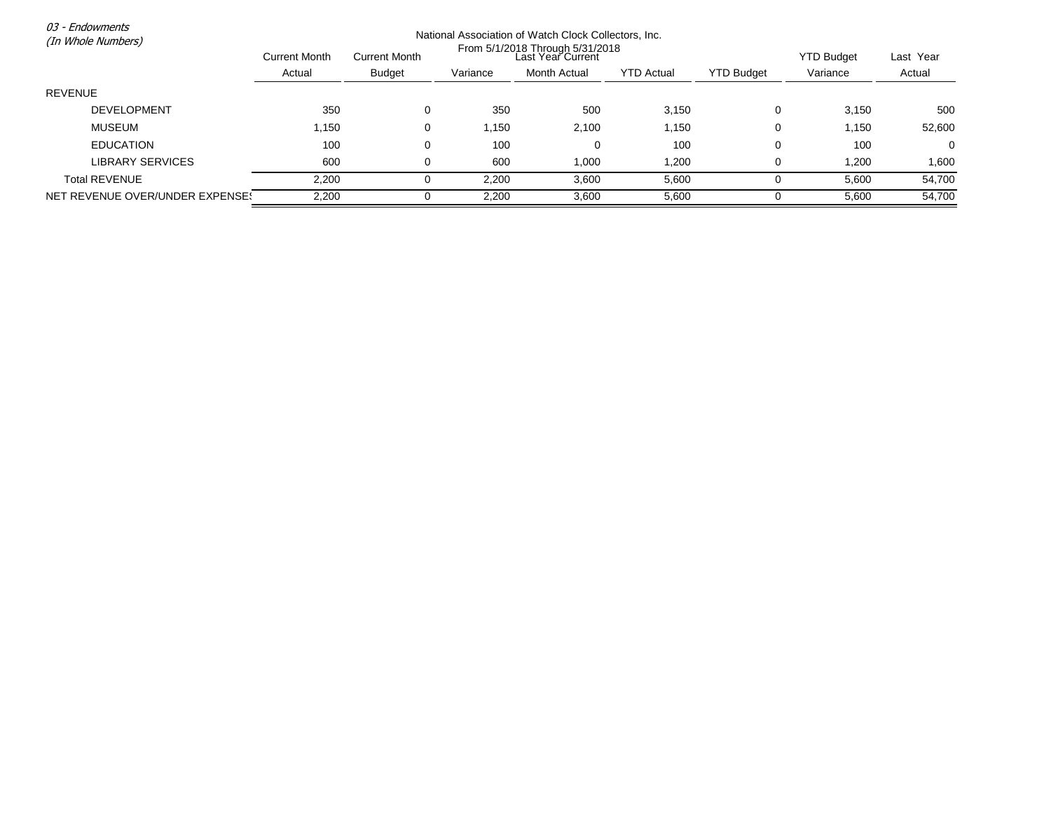*03 - Endowments*
*(In Whole Numbers)*

National Association of Watch Clock Collectors, Inc.
From 5/1/2018 Through 5/31/2018

| | Current Month Actual | Current Month Budget | Variance | Last Year Current Month Actual | YTD Actual | YTD Budget | YTD Budget Variance | Last Year Actual |
|---|---|---|---|---|---|---|---|---|
| REVENUE | | | | | | | | |
| DEVELOPMENT | 350 | 0 | 350 | 500 | 3,150 | 0 | 3,150 | 500 |
| MUSEUM | 1,150 | 0 | 1,150 | 2,100 | 1,150 | 0 | 1,150 | 52,600 |
| EDUCATION | 100 | 0 | 100 | 0 | 100 | 0 | 100 | 0 |
| LIBRARY SERVICES | 600 | 0 | 600 | 1,000 | 1,200 | 0 | 1,200 | 1,600 |
| Total REVENUE | 2,200 | 0 | 2,200 | 3,600 | 5,600 | 0 | 5,600 | 54,700 |
| NET REVENUE OVER/UNDER EXPENSES | 2,200 | 0 | 2,200 | 3,600 | 5,600 | 0 | 5,600 | 54,700 |